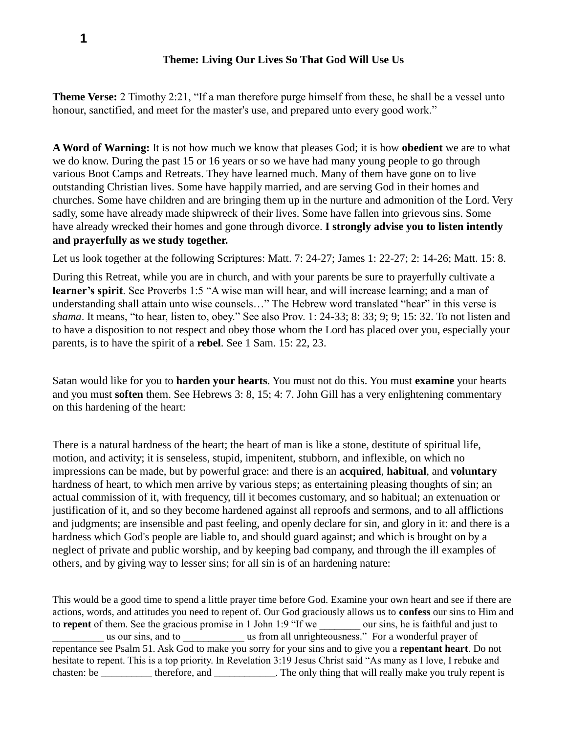**Theme: Living Our Lives So That God Will Use Us**

**Theme Verse:** 2 Timothy 2:21, “If a man therefore purge himself from these, he shall be a vessel unto honour, sanctified, and meet for the master's use, and prepared unto every good work.”

**A Word of Warning:** It is not how much we know that pleases God; it is how **obedient** we are to what we do know. During the past 15 or 16 years or so we have had many young people to go through various Boot Camps and Retreats. They have learned much. Many of them have gone on to live outstanding Christian lives. Some have happily married, and are serving God in their homes and churches. Some have children and are bringing them up in the nurture and admonition of the Lord. Very sadly, some have already made shipwreck of their lives. Some have fallen into grievous sins. Some have already wrecked their homes and gone through divorce. **I strongly advise you to listen intently and prayerfully as we study together.**

Let us look together at the following Scriptures: Matt. 7: 24-27; James 1: 22-27; 2: 14-26; Matt. 15: 8.

During this Retreat, while you are in church, and with your parents be sure to prayerfully cultivate a **learner’s spirit**. See Proverbs 1:5 “A wise man will hear, and will increase learning; and a man of understanding shall attain unto wise counsels…” The Hebrew word translated “hear” in this verse is *shama*. It means, “to hear, listen to, obey.” See also Prov. 1: 24-33; 8: 33; 9; 9; 15: 32. To not listen and to have a disposition to not respect and obey those whom the Lord has placed over you, especially your parents, is to have the spirit of a **rebel**. See 1 Sam. 15: 22, 23.

Satan would like for you to **harden your hearts**. You must not do this. You must **examine** your hearts and you must **soften** them. See Hebrews 3: 8, 15; 4: 7. John Gill has a very enlightening commentary on this hardening of the heart:

There is a natural hardness of the heart; the heart of man is like a stone, destitute of spiritual life, motion, and activity; it is senseless, stupid, impenitent, stubborn, and inflexible, on which no impressions can be made, but by powerful grace: and there is an **acquired**, **habitual**, and **voluntary** hardness of heart, to which men arrive by various steps; as entertaining pleasing thoughts of sin; an actual commission of it, with frequency, till it becomes customary, and so habitual; an extenuation or justification of it, and so they become hardened against all reproofs and sermons, and to all afflictions and judgments; are insensible and past feeling, and openly declare for sin, and glory in it: and there is a hardness which God's people are liable to, and should guard against; and which is brought on by a neglect of private and public worship, and by keeping bad company, and through the ill examples of others, and by giving way to lesser sins; for all sin is of an hardening nature:

This would be a good time to spend a little prayer time before God. Examine your own heart and see if there are actions, words, and attitudes you need to repent of. Our God graciously allows us to **confess** our sins to Him and to **repent** of them. See the gracious promise in 1 John 1:9 “If we ________ our sins, he is faithful and just to __________ us our sins, and to ____________ us from all unrighteousness.” For a wonderful prayer of repentance see Psalm 51. Ask God to make you sorry for your sins and to give you a **repentant heart**. Do not hesitate to repent. This is a top priority. In Revelation 3:19 Jesus Christ said “As many as I love, I rebuke and chasten: be __________ therefore, and ____________. The only thing that will really make you truly repent is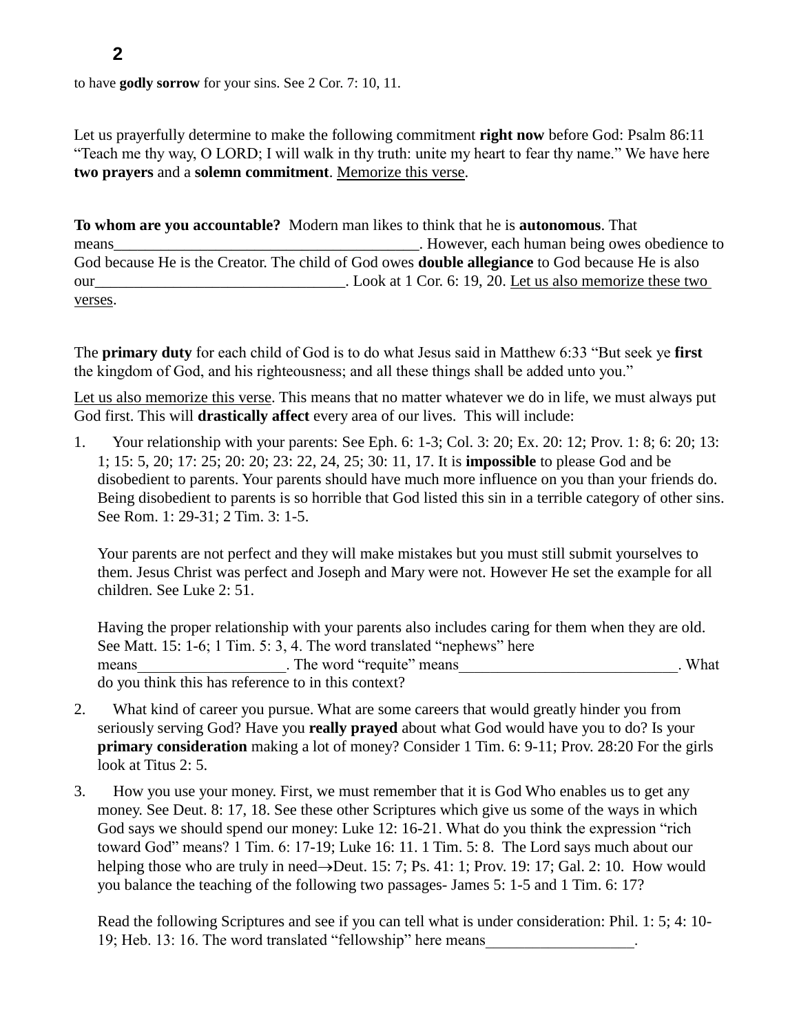to have **godly sorrow** for your sins. See 2 Cor. 7: 10, 11.

Let us prayerfully determine to make the following commitment **right now** before God: Psalm 86:11 "Teach me thy way, O LORD; I will walk in thy truth: unite my heart to fear thy name." We have here **two prayers** and a **solemn commitment**. <u>Memorize this verse</u>.

**To whom are you accountable?** Modern man likes to think that he is **autonomous**. That means________________________________________. However, each human being owes obedience to God because He is the Creator. The child of God owes **double allegiance** to God because He is also our________________________________. Look at 1 Cor. 6: 19, 20. <u>Let us also memorize these two verses</u>.

The **primary duty** for each child of God is to do what Jesus said in Matthew 6:33 "But seek ye **first** the kingdom of God, and his righteousness; and all these things shall be added unto you."

<u>Let us also memorize this verse</u>. This means that no matter whatever we do in life, we must always put God first. This will **drastically affect** every area of our lives. This will include:

1. Your relationship with your parents: See Eph. 6: 1-3; Col. 3: 20; Ex. 20: 12; Prov. 1: 8; 6: 20; 13: 1; 15: 5, 20; 17: 25; 20: 20; 23: 22, 24, 25; 30: 11, 17. It is **impossible** to please God and be disobedient to parents. Your parents should have much more influence on you than your friends do. Being disobedient to parents is so horrible that God listed this sin in a terrible category of other sins. See Rom. 1: 29-31; 2 Tim. 3: 1-5.

   Your parents are not perfect and they will make mistakes but you must still submit yourselves to them. Jesus Christ was perfect and Joseph and Mary were not. However He set the example for all children. See Luke 2: 51.

   Having the proper relationship with your parents also includes caring for them when they are old. See Matt. 15: 1-6; 1 Tim. 5: 3, 4. The word translated "nephews" here means___________________. The word "requite" means____________________________. What do you think this has reference to in this context?

2. What kind of career you pursue. What are some careers that would greatly hinder you from seriously serving God? Have you **really prayed** about what God would have you to do? Is your **primary consideration** making a lot of money? Consider 1 Tim. 6: 9-11; Prov. 28:20 For the girls look at Titus 2: 5.

3. How you use your money. First, we must remember that it is God Who enables us to get any money. See Deut. 8: 17, 18. See these other Scriptures which give us some of the ways in which God says we should spend our money: Luke 12: 16-21. What do you think the expression "rich toward God" means? 1 Tim. 6: 17-19; Luke 16: 11. 1 Tim. 5: 8. The Lord says much about our helping those who are truly in need→Deut. 15: 7; Ps. 41: 1; Prov. 19: 17; Gal. 2: 10. How would you balance the teaching of the following two passages- James 5: 1-5 and 1 Tim. 6: 17?

   Read the following Scriptures and see if you can tell what is under consideration: Phil. 1: 5; 4: 10-19; Heb. 13: 16. The word translated "fellowship" here means___________________.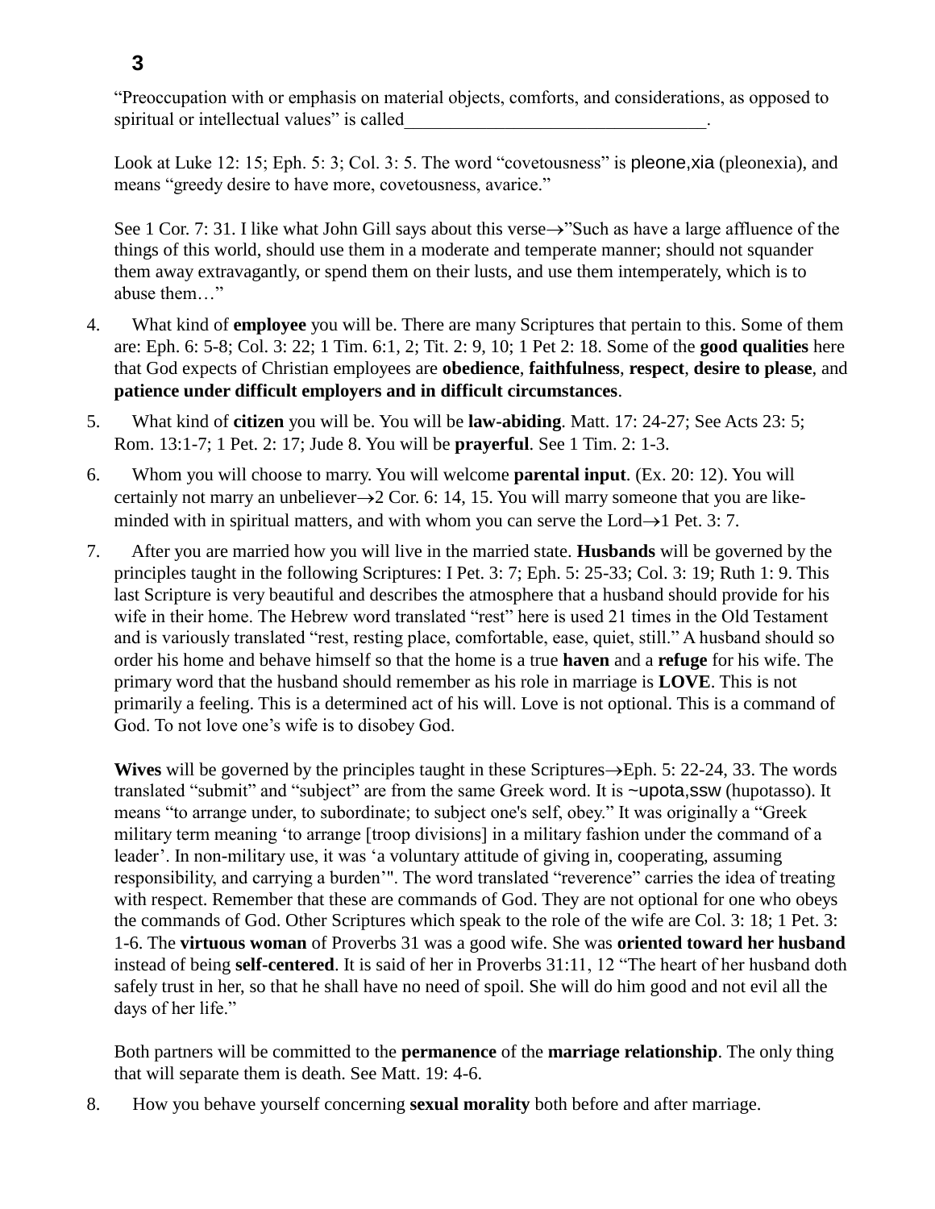“Preoccupation with or emphasis on material objects, comforts, and considerations, as opposed to spiritual or intellectual values” is called__________________________________.

Look at Luke 12: 15; Eph. 5: 3; Col. 3: 5. The word “covetousness” is pleone,xia (pleonexia), and means “greedy desire to have more, covetousness, avarice.”

See 1 Cor. 7: 31. I like what John Gill says about this verse→”Such as have a large affluence of the things of this world, should use them in a moderate and temperate manner; should not squander them away extravagantly, or spend them on their lusts, and use them intemperately, which is to abuse them…”

4. What kind of **employee** you will be. There are many Scriptures that pertain to this. Some of them are: Eph. 6: 5-8; Col. 3: 22; 1 Tim. 6:1, 2; Tit. 2: 9, 10; 1 Pet 2: 18. Some of the **good qualities** here that God expects of Christian employees are **obedience**, **faithfulness**, **respect**, **desire to please**, and **patience under difficult employers and in difficult circumstances**.

5. What kind of **citizen** you will be. You will be **law-abiding**. Matt. 17: 24-27; See Acts 23: 5; Rom. 13:1-7; 1 Pet. 2: 17; Jude 8. You will be **prayerful**. See 1 Tim. 2: 1-3.

6. Whom you will choose to marry. You will welcome **parental input**. (Ex. 20: 12). You will certainly not marry an unbeliever→2 Cor. 6: 14, 15. You will marry someone that you are like-minded with in spiritual matters, and with whom you can serve the Lord→1 Pet. 3: 7.

7. After you are married how you will live in the married state. **Husbands** will be governed by the principles taught in the following Scriptures: I Pet. 3: 7; Eph. 5: 25-33; Col. 3: 19; Ruth 1: 9. This last Scripture is very beautiful and describes the atmosphere that a husband should provide for his wife in their home. The Hebrew word translated “rest” here is used 21 times in the Old Testament and is variously translated “rest, resting place, comfortable, ease, quiet, still.” A husband should so order his home and behave himself so that the home is a true **haven** and a **refuge** for his wife. The primary word that the husband should remember as his role in marriage is **LOVE**. This is not primarily a feeling. This is a determined act of his will. Love is not optional. This is a command of God. To not love one’s wife is to disobey God.

   **Wives** will be governed by the principles taught in these Scriptures→Eph. 5: 22-24, 33. The words translated “submit” and “subject” are from the same Greek word. It is ~upota,ssw (hupotasso). It means “to arrange under, to subordinate; to subject one's self, obey.” It was originally a “Greek military term meaning ‘to arrange [troop divisions] in a military fashion under the command of a leader’. In non-military use, it was ‘a voluntary attitude of giving in, cooperating, assuming responsibility, and carrying a burden’". The word translated “reverence” carries the idea of treating with respect. Remember that these are commands of God. They are not optional for one who obeys the commands of God. Other Scriptures which speak to the role of the wife are Col. 3: 18; 1 Pet. 3: 1-6. The **virtuous woman** of Proverbs 31 was a good wife. She was **oriented toward her husband** instead of being **self-centered**. It is said of her in Proverbs 31:11, 12 “The heart of her husband doth safely trust in her, so that he shall have no need of spoil. She will do him good and not evil all the days of her life.”

   Both partners will be committed to the **permanence** of the **marriage relationship**. The only thing that will separate them is death. See Matt. 19: 4-6.

8. How you behave yourself concerning **sexual morality** both before and after marriage.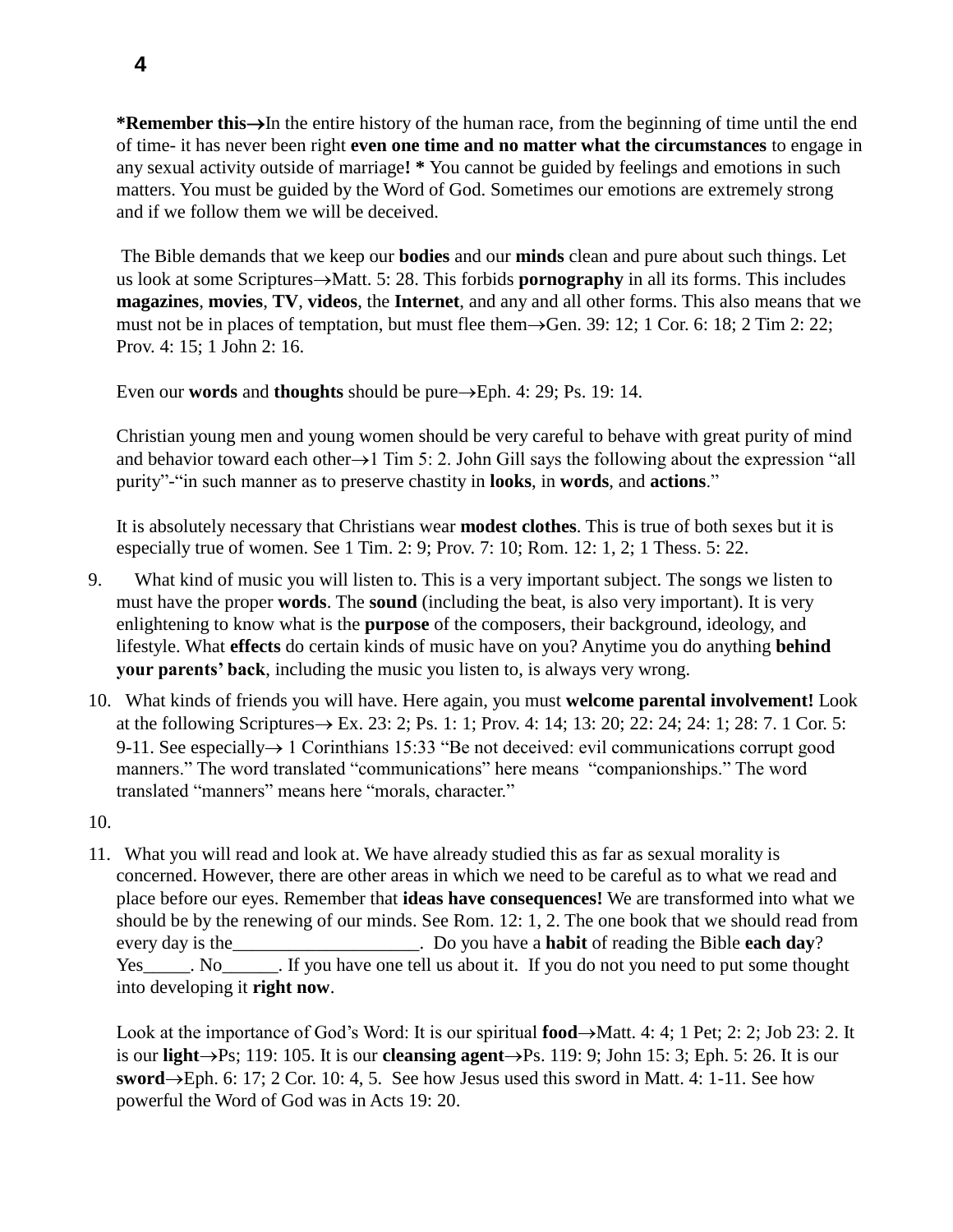**\*Remember this→**In the entire history of the human race, from the beginning of time until the end of time- it has never been right **even one time and no matter what the circumstances** to engage in any sexual activity outside of marriage**! \*** You cannot be guided by feelings and emotions in such matters. You must be guided by the Word of God. Sometimes our emotions are extremely strong and if we follow them we will be deceived.

The Bible demands that we keep our **bodies** and our **minds** clean and pure about such things. Let us look at some Scriptures→Matt. 5: 28. This forbids **pornography** in all its forms. This includes **magazines**, **movies**, **TV**, **videos**, the **Internet**, and any and all other forms. This also means that we must not be in places of temptation, but must flee them→Gen. 39: 12; 1 Cor. 6: 18; 2 Tim 2: 22; Prov. 4: 15; 1 John 2: 16.

Even our **words** and **thoughts** should be pure→Eph. 4: 29; Ps. 19: 14.

Christian young men and young women should be very careful to behave with great purity of mind and behavior toward each other→1 Tim 5: 2. John Gill says the following about the expression "all purity"-"in such manner as to preserve chastity in **looks**, in **words**, and **actions**."

It is absolutely necessary that Christians wear **modest clothes**. This is true of both sexes but it is especially true of women. See 1 Tim. 2: 9; Prov. 7: 10; Rom. 12: 1, 2; 1 Thess. 5: 22.

9. What kind of music you will listen to. This is a very important subject. The songs we listen to must have the proper **words**. The **sound** (including the beat, is also very important). It is very enlightening to know what is the **purpose** of the composers, their background, ideology, and lifestyle. What **effects** do certain kinds of music have on you? Anytime you do anything **behind your parents' back**, including the music you listen to, is always very wrong.

10. What kinds of friends you will have. Here again, you must **welcome parental involvement!** Look at the following Scriptures→ Ex. 23: 2; Ps. 1: 1; Prov. 4: 14; 13: 20; 22: 24; 24: 1; 28: 7. 1 Cor. 5: 9-11. See especially→ 1 Corinthians 15:33 "Be not deceived: evil communications corrupt good manners." The word translated "communications" here means "companionships." The word translated "manners" means here "morals, character."

10.

11. What you will read and look at. We have already studied this as far as sexual morality is concerned. However, there are other areas in which we need to be careful as to what we read and place before our eyes. Remember that **ideas have consequences!** We are transformed into what we should be by the renewing of our minds. See Rom. 12: 1, 2. The one book that we should read from every day is the____________________. Do you have a **habit** of reading the Bible **each day**? Yes_____. No______. If you have one tell us about it. If you do not you need to put some thought into developing it **right now**.

Look at the importance of God's Word: It is our spiritual **food**→Matt. 4: 4; 1 Pet; 2: 2; Job 23: 2. It is our **light**→Ps; 119: 105. It is our **cleansing agent**→Ps. 119: 9; John 15: 3; Eph. 5: 26. It is our **sword**→Eph. 6: 17; 2 Cor. 10: 4, 5. See how Jesus used this sword in Matt. 4: 1-11. See how powerful the Word of God was in Acts 19: 20.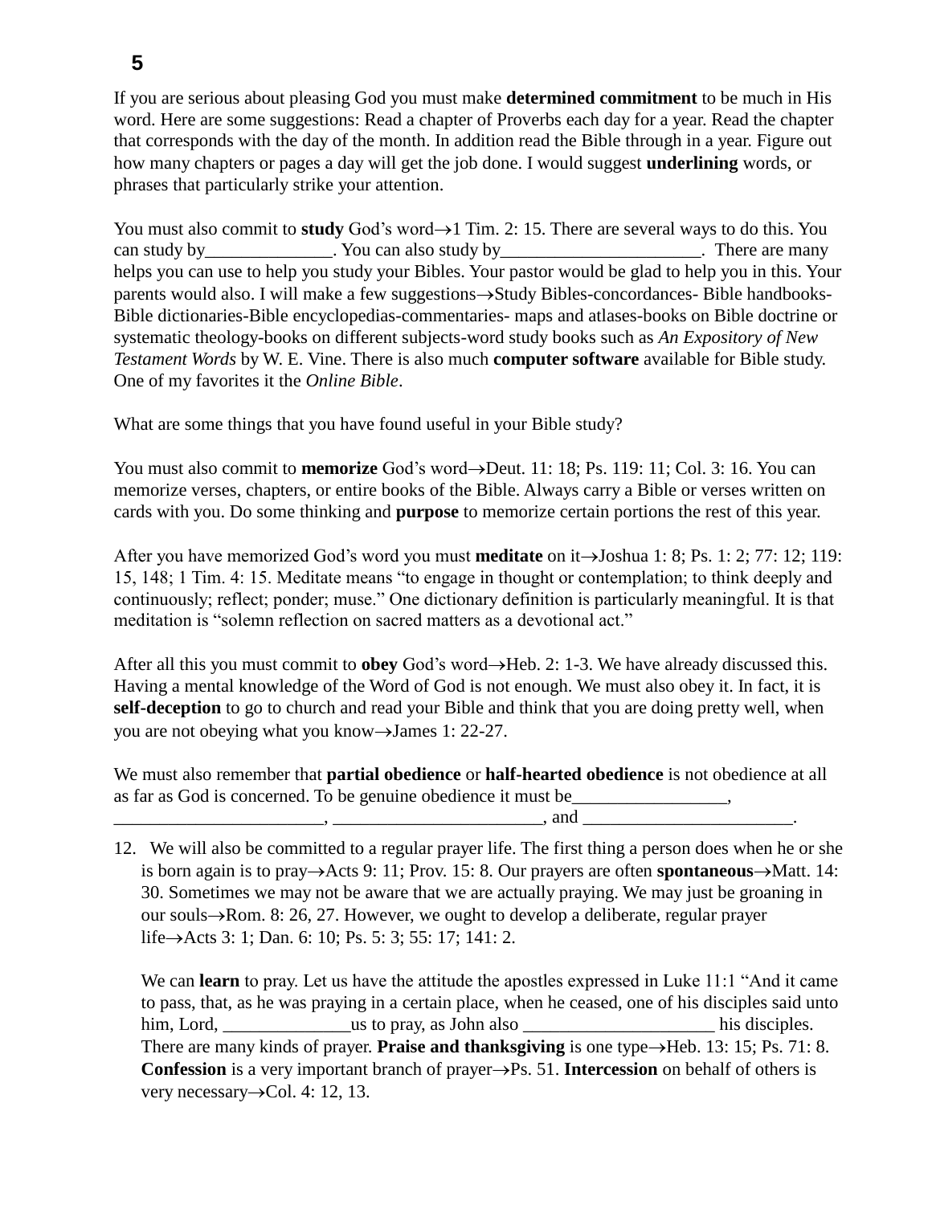If you are serious about pleasing God you must make **determined commitment** to be much in His word. Here are some suggestions: Read a chapter of Proverbs each day for a year. Read the chapter that corresponds with the day of the month. In addition read the Bible through in a year. Figure out how many chapters or pages a day will get the job done. I would suggest **underlining** words, or phrases that particularly strike your attention.

You must also commit to **study** God's word→1 Tim. 2: 15. There are several ways to do this. You can study by______________. You can also study by______________________. There are many helps you can use to help you study your Bibles. Your pastor would be glad to help you in this. Your parents would also. I will make a few suggestions→Study Bibles-concordances- Bible handbooks-Bible dictionaries-Bible encyclopedias-commentaries- maps and atlases-books on Bible doctrine or systematic theology-books on different subjects-word study books such as *An Expository of New Testament Words* by W. E. Vine. There is also much **computer software** available for Bible study. One of my favorites it the *Online Bible*.

What are some things that you have found useful in your Bible study?

You must also commit to **memorize** God's word→Deut. 11: 18; Ps. 119: 11; Col. 3: 16. You can memorize verses, chapters, or entire books of the Bible. Always carry a Bible or verses written on cards with you. Do some thinking and **purpose** to memorize certain portions the rest of this year.

After you have memorized God's word you must **meditate** on it→Joshua 1: 8; Ps. 1: 2; 77: 12; 119: 15, 148; 1 Tim. 4: 15. Meditate means "to engage in thought or contemplation; to think deeply and continuously; reflect; ponder; muse." One dictionary definition is particularly meaningful. It is that meditation is "solemn reflection on sacred matters as a devotional act."

After all this you must commit to **obey** God's word→Heb. 2: 1-3. We have already discussed this. Having a mental knowledge of the Word of God is not enough. We must also obey it. In fact, it is **self-deception** to go to church and read your Bible and think that you are doing pretty well, when you are not obeying what you know→James 1: 22-27.

We must also remember that **partial obedience** or **half-hearted obedience** is not obedience at all as far as God is concerned. To be genuine obedience it must be_________________, _______________________, _______________________, and _______________________.

12. We will also be committed to a regular prayer life. The first thing a person does when he or she is born again is to pray→Acts 9: 11; Prov. 15: 8. Our prayers are often **spontaneous**→Matt. 14: 30. Sometimes we may not be aware that we are actually praying. We may just be groaning in our souls→Rom. 8: 26, 27. However, we ought to develop a deliberate, regular prayer life→Acts 3: 1; Dan. 6: 10; Ps. 5: 3; 55: 17; 141: 2.

    We can **learn** to pray. Let us have the attitude the apostles expressed in Luke 11:1 "And it came to pass, that, as he was praying in a certain place, when he ceased, one of his disciples said unto him, Lord, ______________us to pray, as John also _____________________ his disciples. There are many kinds of prayer. **Praise and thanksgiving** is one type→Heb. 13: 15; Ps. 71: 8. **Confession** is a very important branch of prayer→Ps. 51. **Intercession** on behalf of others is very necessary→Col. 4: 12, 13.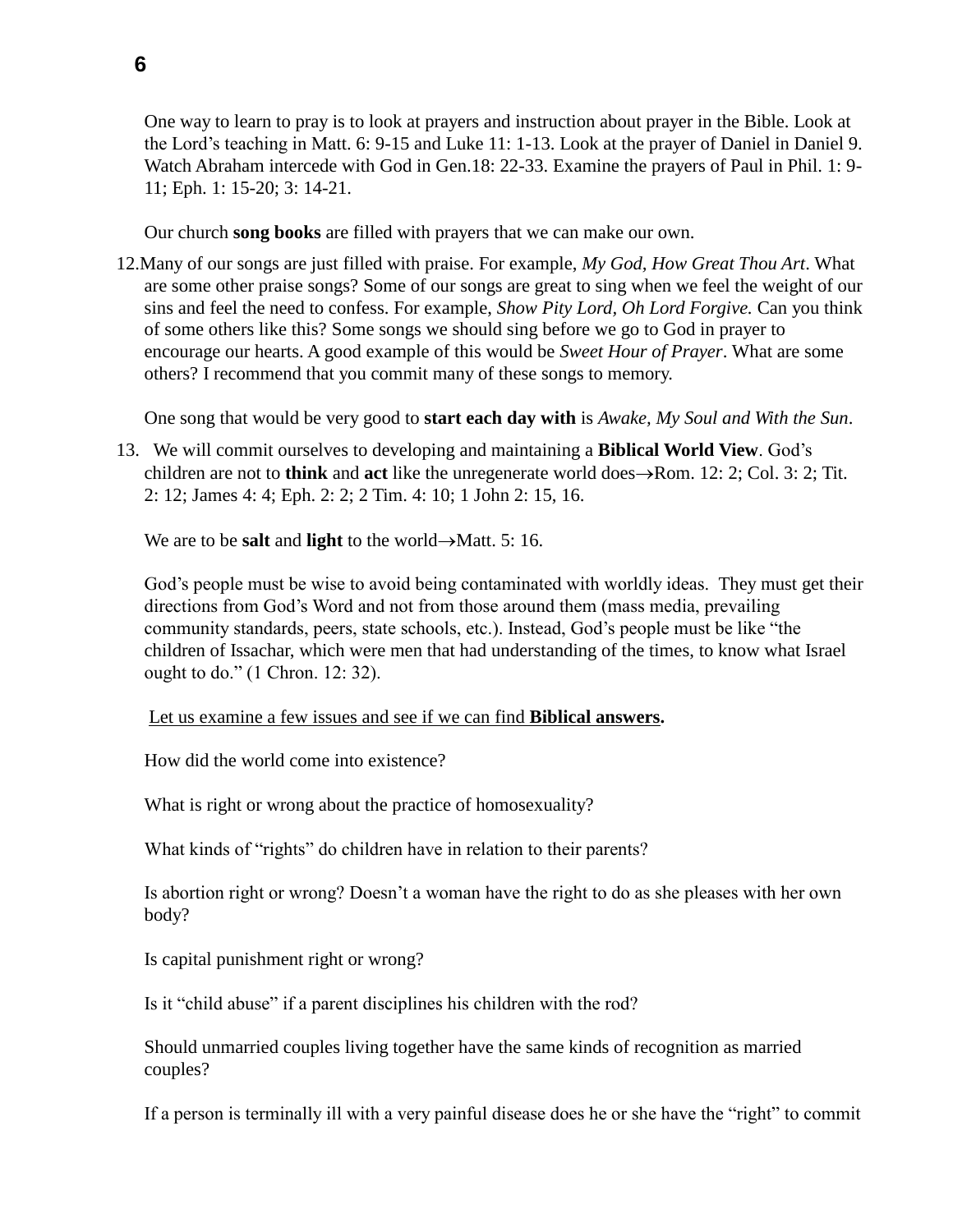One way to learn to pray is to look at prayers and instruction about prayer in the Bible. Look at the Lord's teaching in Matt. 6: 9-15 and Luke 11: 1-13. Look at the prayer of Daniel in Daniel 9. Watch Abraham intercede with God in Gen.18: 22-33. Examine the prayers of Paul in Phil. 1: 9-11; Eph. 1: 15-20; 3: 14-21.

Our church **song books** are filled with prayers that we can make our own.

12. Many of our songs are just filled with praise. For example, *My God, How Great Thou Art*. What are some other praise songs? Some of our songs are great to sing when we feel the weight of our sins and feel the need to confess. For example, *Show Pity Lord, Oh Lord Forgive.* Can you think of some others like this? Some songs we should sing before we go to God in prayer to encourage our hearts. A good example of this would be *Sweet Hour of Prayer*. What are some others? I recommend that you commit many of these songs to memory.

    One song that would be very good to **start each day with** is *Awake, My Soul and With the Sun*.

13. We will commit ourselves to developing and maintaining a **Biblical World View**. God's children are not to **think** and **act** like the unregenerate world does→Rom. 12: 2; Col. 3: 2; Tit. 2: 12; James 4: 4; Eph. 2: 2; 2 Tim. 4: 10; 1 John 2: 15, 16.

    We are to be **salt** and **light** to the world→Matt. 5: 16.

    God's people must be wise to avoid being contaminated with worldly ideas. They must get their directions from God's Word and not from those around them (mass media, prevailing community standards, peers, state schools, etc.). Instead, God's people must be like "the children of Issachar, which were men that had understanding of the times, to know what Israel ought to do." (1 Chron. 12: 32).

    <u>Let us examine a few issues and see if we can find **Biblical answers.**</u>

    How did the world come into existence?

    What is right or wrong about the practice of homosexuality?

    What kinds of "rights" do children have in relation to their parents?

    Is abortion right or wrong? Doesn't a woman have the right to do as she pleases with her own body?

    Is capital punishment right or wrong?

    Is it "child abuse" if a parent disciplines his children with the rod?

    Should unmarried couples living together have the same kinds of recognition as married couples?

    If a person is terminally ill with a very painful disease does he or she have the "right" to commit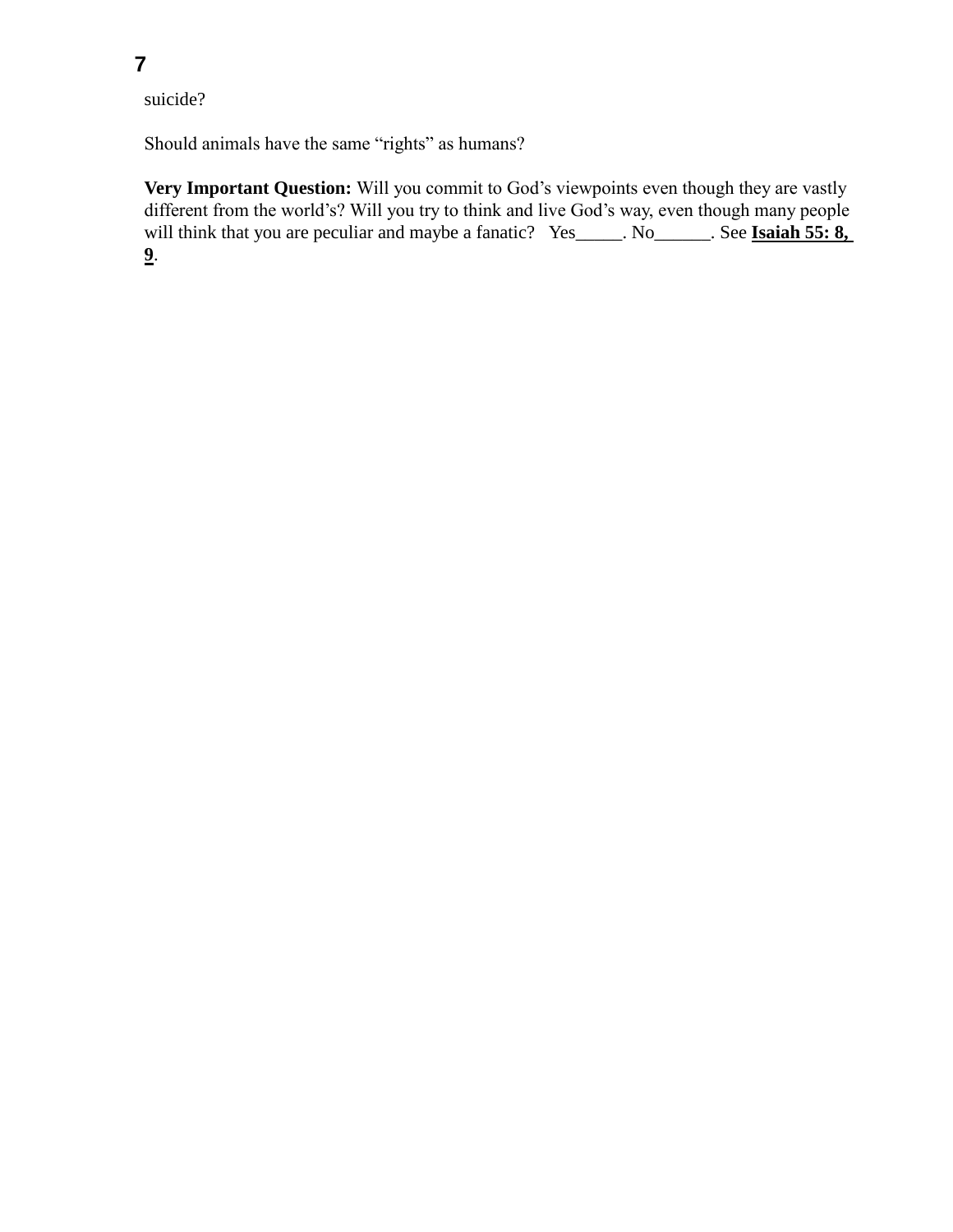suicide?

Should animals have the same “rights” as humans?

**Very Important Question:** Will you commit to God’s viewpoints even though they are vastly different from the world’s? Will you try to think and live God’s way, even though many people will think that you are peculiar and maybe a fanatic?   Yes_____. No______. See **Isaiah 55: 8, 9**.